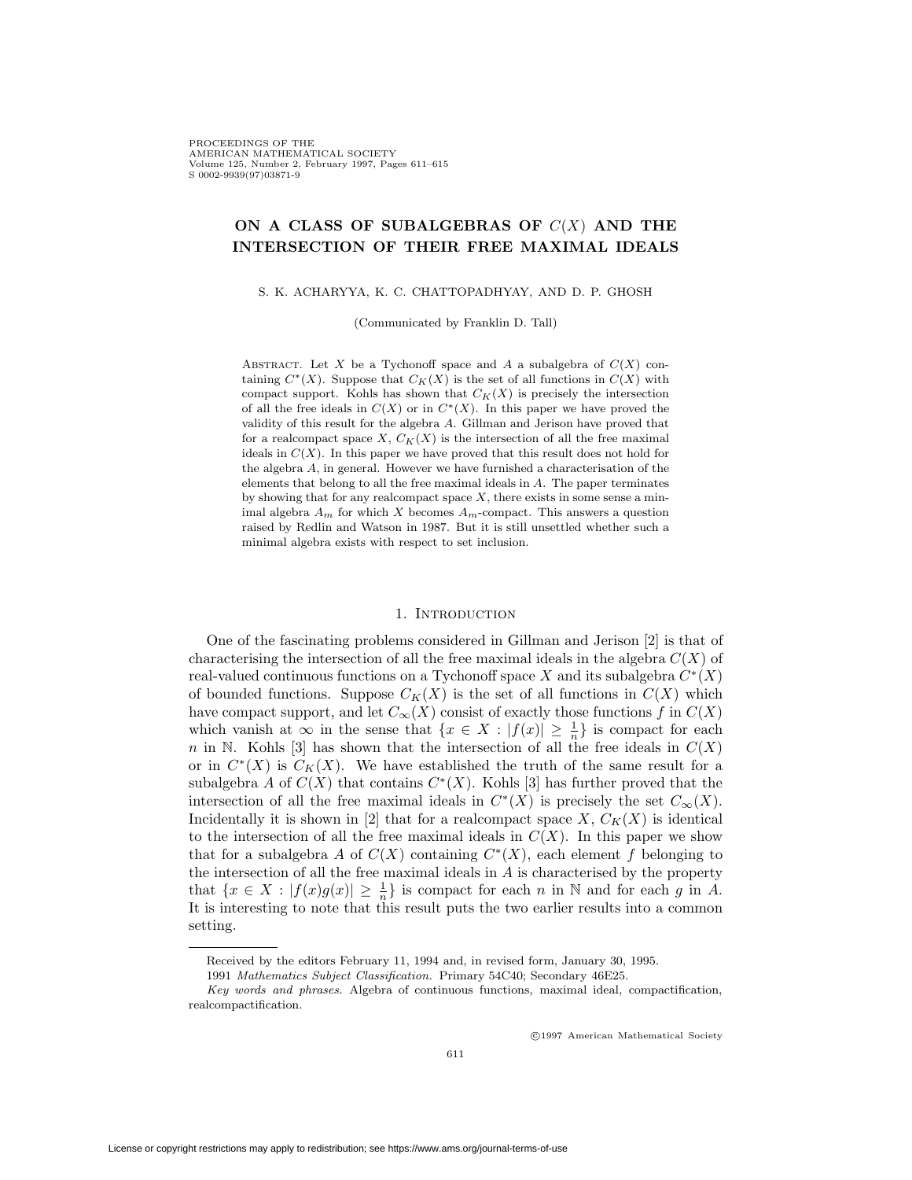# ON A CLASS OF SUBALGEBRAS OF $C(X)$ AND THE INTERSECTION OF THEIR FREE MAXIMAL IDEALS

S. K. ACHARYYA, K. C. CHATTOPADHYAY, AND D. P. GHOSH

(Communicated by Franklin D. Tall)

Abstract. Let $X$ be a Tychonoff space and $A$ a subalgebra of $C(X)$ containing $C^*(X)$. Suppose that $C_K(X)$ is the set of all functions in $C(X)$ with compact support. Kohls has shown that $C_K(X)$ is precisely the intersection of all the free ideals in $C(X)$ or in $C^*(X)$. In this paper we have proved the validity of this result for the algebra $A$. Gillman and Jerison have proved that for a realcompact space $X$, $C_K(X)$ is the intersection of all the free maximal ideals in $C(X)$. In this paper we have proved that this result does not hold for the algebra $A$, in general. However we have furnished a characterisation of the elements that belong to all the free maximal ideals in $A$. The paper terminates by showing that for any realcompact space $X$, there exists in some sense a minimal algebra $A_m$ for which $X$ becomes $A_m$-compact. This answers a question raised by Redlin and Watson in 1987. But it is still unsettled whether such a minimal algebra exists with respect to set inclusion.

## 1. Introduction

One of the fascinating problems considered in Gillman and Jerison [2] is that of characterising the intersection of all the free maximal ideals in the algebra $C(X)$ of real-valued continuous functions on a Tychonoff space $X$ and its subalgebra $C^*(X)$ of bounded functions. Suppose $C_K(X)$ is the set of all functions in $C(X)$ which have compact support, and let $C_\infty(X)$ consist of exactly those functions $f$ in $C(X)$ which vanish at $\infty$ in the sense that $\{x \in X : |f(x)| \geq \frac{1}{n}\}$ is compact for each $n$ in $\mathbb{N}$. Kohls [3] has shown that the intersection of all the free ideals in $C(X)$ or in $C^*(X)$ is $C_K(X)$. We have established the truth of the same result for a subalgebra $A$ of $C(X)$ that contains $C^*(X)$. Kohls [3] has further proved that the intersection of all the free maximal ideals in $C^*(X)$ is precisely the set $C_\infty(X)$. Incidentally it is shown in [2] that for a realcompact space $X$, $C_K(X)$ is identical to the intersection of all the free maximal ideals in $C(X)$. In this paper we show that for a subalgebra $A$ of $C(X)$ containing $C^*(X)$, each element $f$ belonging to the intersection of all the free maximal ideals in $A$ is characterised by the property that $\{x \in X : |f(x)g(x)| \geq \frac{1}{n}\}$ is compact for each $n$ in $\mathbb{N}$ and for each $g$ in $A$. It is interesting to note that this result puts the two earlier results into a common setting.

---

Received by the editors February 11, 1994 and, in revised form, January 30, 1995.

1991 *Mathematics Subject Classification.* Primary 54C40; Secondary 46E25.

*Key words and phrases.* Algebra of continuous functions, maximal ideal, compactification, realcompactification.

©1997 American Mathematical Society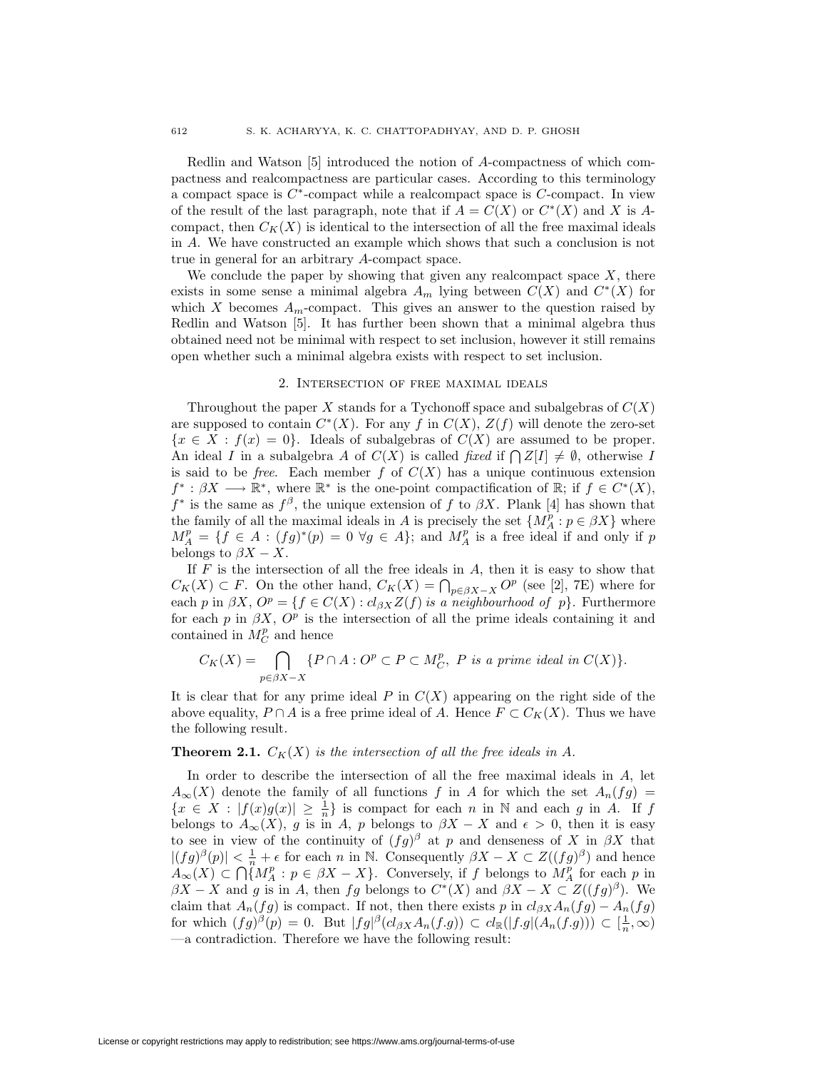Redlin and Watson [5] introduced the notion of $A$-compactness of which compactness and realcompactness are particular cases. According to this terminology a compact space is $C^*$-compact while a realcompact space is $C$-compact. In view of the result of the last paragraph, note that if $A = C(X)$ or $C^*(X)$ and $X$ is $A$-compact, then $C_K(X)$ is identical to the intersection of all the free maximal ideals in $A$. We have constructed an example which shows that such a conclusion is not true in general for an arbitrary $A$-compact space.

We conclude the paper by showing that given any realcompact space $X$, there exists in some sense a minimal algebra $A_m$ lying between $C(X)$ and $C^*(X)$ for which $X$ becomes $A_m$-compact. This gives an answer to the question raised by Redlin and Watson [5]. It has further been shown that a minimal algebra thus obtained need not be minimal with respect to set inclusion, however it still remains open whether such a minimal algebra exists with respect to set inclusion.

## 2. Intersection of free maximal ideals

Throughout the paper $X$ stands for a Tychonoff space and subalgebras of $C(X)$ are supposed to contain $C^*(X)$. For any $f$ in $C(X)$, $Z(f)$ will denote the zero-set $\{x \in X : f(x) = 0\}$. Ideals of subalgebras of $C(X)$ are assumed to be proper. An ideal $I$ in a subalgebra $A$ of $C(X)$ is called *fixed* if $\bigcap Z[I] \neq \emptyset$, otherwise $I$ is said to be *free*. Each member $f$ of $C(X)$ has a unique continuous extension $f^* : \beta X \longrightarrow \mathbb{R}^*$, where $\mathbb{R}^*$ is the one-point compactification of $\mathbb{R}$; if $f \in C^*(X)$, $f^*$ is the same as $f^\beta$, the unique extension of $f$ to $\beta X$. Plank [4] has shown that the family of all the maximal ideals in $A$ is precisely the set $\{M_A^p : p \in \beta X\}$ where $M_A^p = \{f \in A : (fg)^*(p) = 0 \ \forall g \in A\}$; and $M_A^p$ is a free ideal if and only if $p$ belongs to $\beta X - X$.

If $F$ is the intersection of all the free ideals in $A$, then it is easy to show that $C_K(X) \subset F$. On the other hand, $C_K(X) = \bigcap_{p \in \beta X - X} O^p$ (see [2], 7E) where for each $p$ in $\beta X$, $O^p = \{f \in C(X) : cl_{\beta X} Z(f)$ *is a neighbourhood of* $p\}$. Furthermore for each $p$ in $\beta X$, $O^p$ is the intersection of all the prime ideals containing it and contained in $M_C^p$ and hence

$$C_K(X) = \bigcap_{p \in \beta X - X} \{P \cap A : O^p \subset P \subset M_C^p,\ P \textit{ is a prime ideal in } C(X)\}.$$

It is clear that for any prime ideal $P$ in $C(X)$ appearing on the right side of the above equality, $P \cap A$ is a free prime ideal of $A$. Hence $F \subset C_K(X)$. Thus we have the following result.

**Theorem 2.1.** *$C_K(X)$ is the intersection of all the free ideals in $A$.*

In order to describe the intersection of all the free maximal ideals in $A$, let $A_\infty(X)$ denote the family of all functions $f$ in $A$ for which the set $A_n(fg) = \{x \in X : |f(x)g(x)| \geq \frac{1}{n}\}$ is compact for each $n$ in $\mathbb{N}$ and each $g$ in $A$. If $f$ belongs to $A_\infty(X)$, $g$ is in $A$, $p$ belongs to $\beta X - X$ and $\epsilon > 0$, then it is easy to see in view of the continuity of $(fg)^\beta$ at $p$ and denseness of $X$ in $\beta X$ that $|(fg)^\beta(p)| < \frac{1}{n} + \epsilon$ for each $n$ in $\mathbb{N}$. Consequently $\beta X - X \subset Z((fg)^\beta)$ and hence $A_\infty(X) \subset \bigcap\{M_A^p : p \in \beta X - X\}$. Conversely, if $f$ belongs to $M_A^p$ for each $p$ in $\beta X - X$ and $g$ is in $A$, then $fg$ belongs to $C^*(X)$ and $\beta X - X \subset Z((fg)^\beta)$. We claim that $A_n(fg)$ is compact. If not, then there exists $p$ in $cl_{\beta X} A_n(fg) - A_n(fg)$ for which $(fg)^\beta(p) = 0$. But $|fg|^\beta(cl_{\beta X} A_n(f.g)) \subset cl_{\mathbb{R}}(|f.g|(A_n(f.g))) \subset [\frac{1}{n}, \infty)$ —a contradiction. Therefore we have the following result: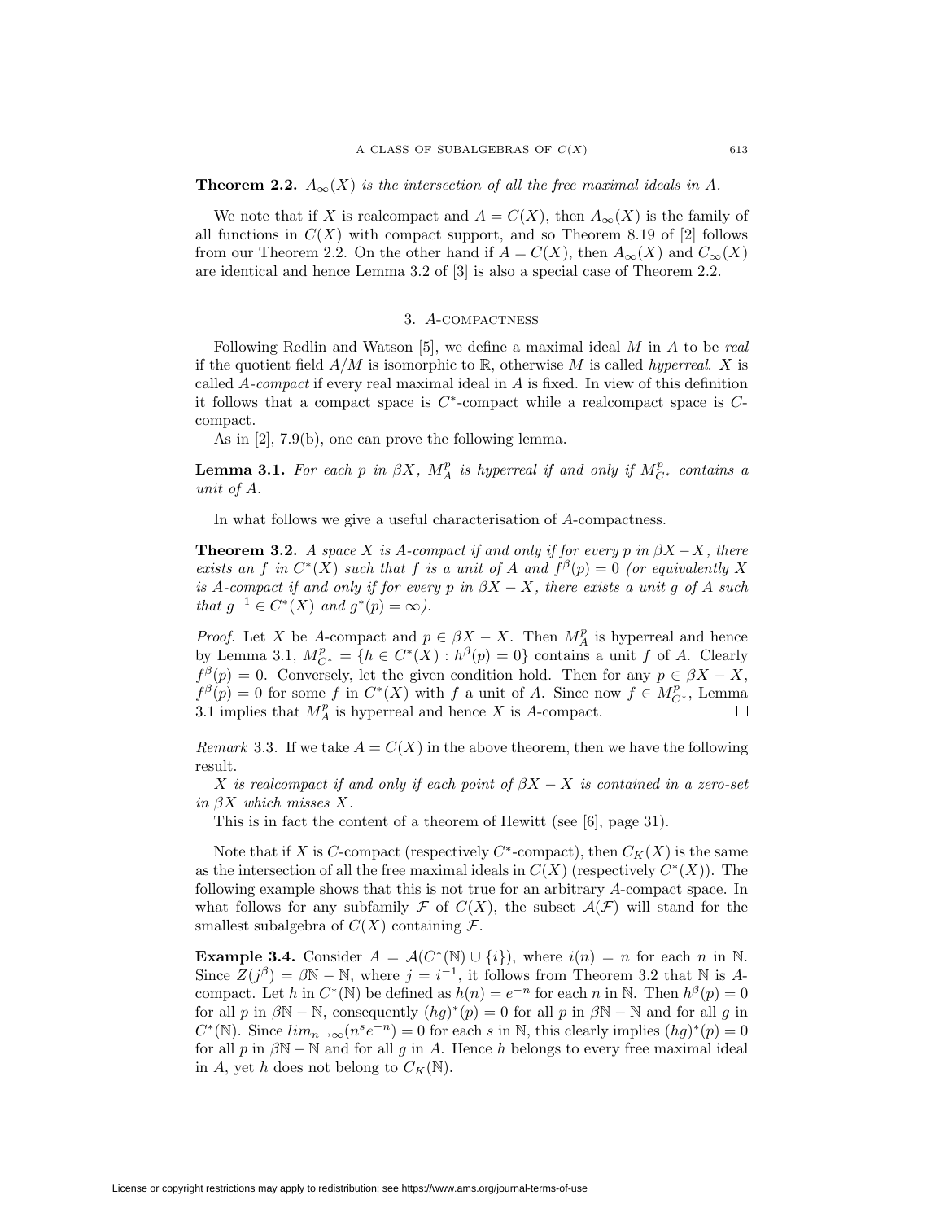**Theorem 2.2.** *$A_\infty(X)$ is the intersection of all the free maximal ideals in $A$.*

We note that if $X$ is realcompact and $A = C(X)$, then $A_\infty(X)$ is the family of all functions in $C(X)$ with compact support, and so Theorem 8.19 of [2] follows from our Theorem 2.2. On the other hand if $A = C(X)$, then $A_\infty(X)$ and $C_\infty(X)$ are identical and hence Lemma 3.2 of [3] is also a special case of Theorem 2.2.

## 3. $A$-compactness

Following Redlin and Watson [5], we define a maximal ideal $M$ in $A$ to be *real* if the quotient field $A/M$ is isomorphic to $\mathbb{R}$, otherwise $M$ is called *hyperreal*. $X$ is called *$A$-compact* if every real maximal ideal in $A$ is fixed. In view of this definition it follows that a compact space is $C^*$-compact while a realcompact space is $C$-compact.

As in [2], 7.9(b), one can prove the following lemma.

**Lemma 3.1.** *For each $p$ in $\beta X$, $M_A^p$ is hyperreal if and only if $M_{C^*}^p$ contains a unit of $A$.*

In what follows we give a useful characterisation of $A$-compactness.

**Theorem 3.2.** *A space $X$ is $A$-compact if and only if for every $p$ in $\beta X - X$, there exists an $f$ in $C^*(X)$ such that $f$ is a unit of $A$ and $f^\beta(p) = 0$ (or equivalently $X$ is $A$-compact if and only if for every $p$ in $\beta X - X$, there exists a unit $g$ of $A$ such that $g^{-1} \in C^*(X)$ and $g^*(p) = \infty$).*

*Proof.* Let $X$ be $A$-compact and $p \in \beta X - X$. Then $M_A^p$ is hyperreal and hence by Lemma 3.1, $M_{C^*}^p = \{h \in C^*(X) : h^\beta(p) = 0\}$ contains a unit $f$ of $A$. Clearly $f^\beta(p) = 0$. Conversely, let the given condition hold. Then for any $p \in \beta X - X$, $f^\beta(p) = 0$ for some $f$ in $C^*(X)$ with $f$ a unit of $A$. Since now $f \in M_{C^*}^p$, Lemma 3.1 implies that $M_A^p$ is hyperreal and hence $X$ is $A$-compact. $\square$

*Remark* 3.3. If we take $A = C(X)$ in the above theorem, then we have the following result.

*$X$ is realcompact if and only if each point of $\beta X - X$ is contained in a zero-set in $\beta X$ which misses $X$.*

This is in fact the content of a theorem of Hewitt (see [6], page 31).

Note that if $X$ is $C$-compact (respectively $C^*$-compact), then $C_K(X)$ is the same as the intersection of all the free maximal ideals in $C(X)$ (respectively $C^*(X)$). The following example shows that this is not true for an arbitrary $A$-compact space. In what follows for any subfamily $\mathcal{F}$ of $C(X)$, the subset $\mathcal{A}(\mathcal{F})$ will stand for the smallest subalgebra of $C(X)$ containing $\mathcal{F}$.

**Example 3.4.** Consider $A = \mathcal{A}(C^*(\mathbb{N}) \cup \{i\})$, where $i(n) = n$ for each $n$ in $\mathbb{N}$. Since $Z(j^\beta) = \beta\mathbb{N} - \mathbb{N}$, where $j = i^{-1}$, it follows from Theorem 3.2 that $\mathbb{N}$ is $A$-compact. Let $h$ in $C^*(\mathbb{N})$ be defined as $h(n) = e^{-n}$ for each $n$ in $\mathbb{N}$. Then $h^\beta(p) = 0$ for all $p$ in $\beta\mathbb{N} - \mathbb{N}$, consequently $(hg)^*(p) = 0$ for all $p$ in $\beta\mathbb{N} - \mathbb{N}$ and for all $g$ in $C^*(\mathbb{N})$. Since $lim_{n\to\infty}(n^s e^{-n}) = 0$ for each $s$ in $\mathbb{N}$, this clearly implies $(hg)^*(p) = 0$ for all $p$ in $\beta\mathbb{N} - \mathbb{N}$ and for all $g$ in $A$. Hence $h$ belongs to every free maximal ideal in $A$, yet $h$ does not belong to $C_K(\mathbb{N})$.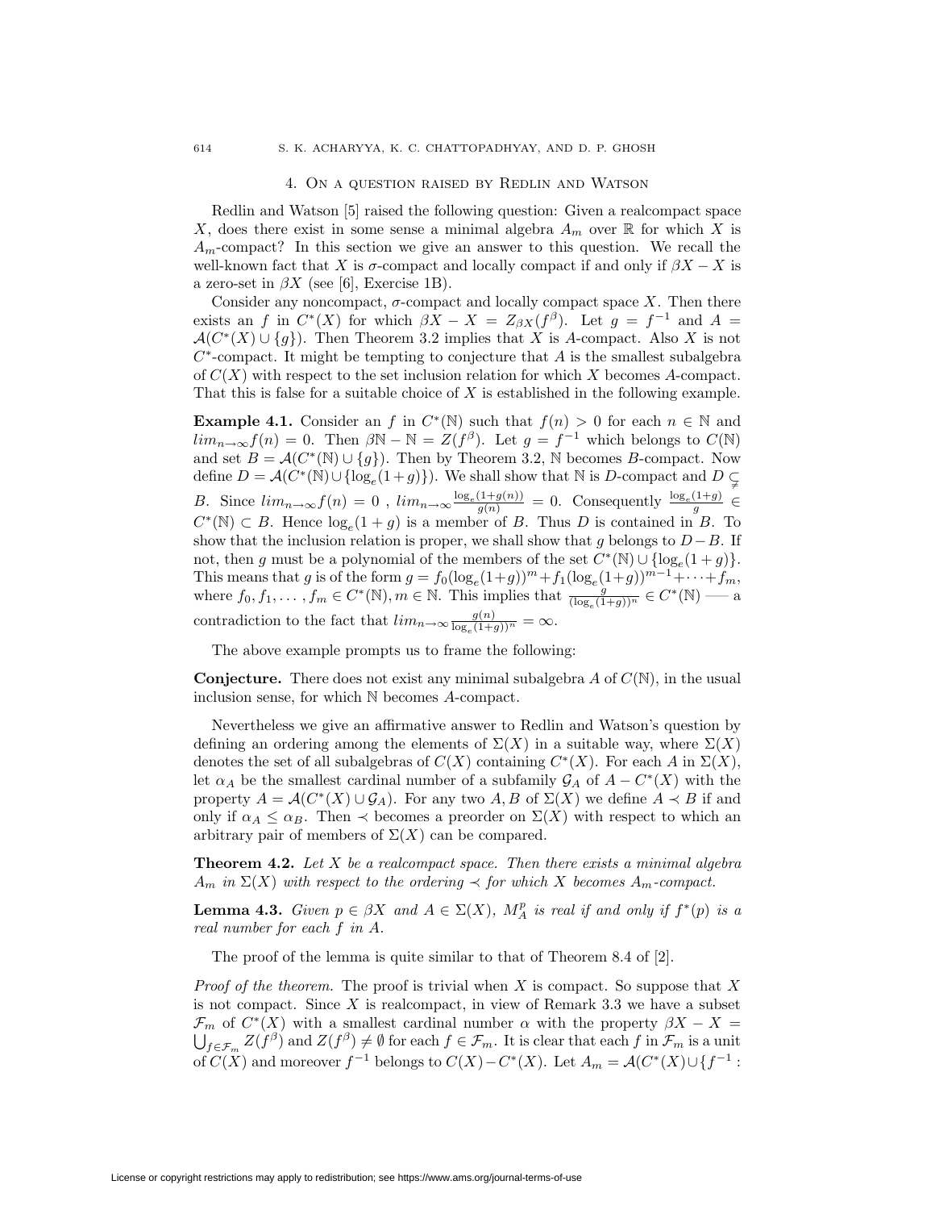## 4. On a question raised by Redlin and Watson

Redlin and Watson [5] raised the following question: Given a realcompact space $X$, does there exist in some sense a minimal algebra $A_m$ over $\mathbb{R}$ for which $X$ is $A_m$-compact? In this section we give an answer to this question. We recall the well-known fact that $X$ is $\sigma$-compact and locally compact if and only if $\beta X - X$ is a zero-set in $\beta X$ (see [6], Exercise 1B).

Consider any noncompact, $\sigma$-compact and locally compact space $X$. Then there exists an $f$ in $C^*(X)$ for which $\beta X - X = Z_{\beta X}(f^\beta)$. Let $g = f^{-1}$ and $A = \mathcal{A}(C^*(X) \cup \{g\})$. Then Theorem 3.2 implies that $X$ is $A$-compact. Also $X$ is not $C^*$-compact. It might be tempting to conjecture that $A$ is the smallest subalgebra of $C(X)$ with respect to the set inclusion relation for which $X$ becomes $A$-compact. That this is false for a suitable choice of $X$ is established in the following example.

**Example 4.1.** Consider an $f$ in $C^*(\mathbb{N})$ such that $f(n) > 0$ for each $n \in \mathbb{N}$ and $lim_{n\to\infty} f(n) = 0$. Then $\beta\mathbb{N} - \mathbb{N} = Z(f^\beta)$. Let $g = f^{-1}$ which belongs to $C(\mathbb{N})$ and set $B = \mathcal{A}(C^*(\mathbb{N}) \cup \{g\})$. Then by Theorem 3.2, $\mathbb{N}$ becomes $B$-compact. Now define $D = \mathcal{A}(C^*(\mathbb{N}) \cup \{\log_e(1+g)\})$. We shall show that $\mathbb{N}$ is $D$-compact and $D \subsetneq B$. Since $lim_{n\to\infty} f(n) = 0$ , $lim_{n\to\infty} \frac{\log_e(1+g(n))}{g(n)} = 0$. Consequently $\frac{\log_e(1+g)}{g} \in C^*(\mathbb{N}) \subset B$. Hence $\log_e(1+g)$ is a member of $B$. Thus $D$ is contained in $B$. To show that the inclusion relation is proper, we shall show that $g$ belongs to $D - B$. If not, then $g$ must be a polynomial of the members of the set $C^*(\mathbb{N}) \cup \{\log_e(1+g)\}$. This means that $g$ is of the form $g = f_0(\log_e(1+g))^m + f_1(\log_e(1+g))^{m-1} + \cdots + f_m$, where $f_0, f_1, \ldots, f_m \in C^*(\mathbb{N}), m \in \mathbb{N}$. This implies that $\frac{g}{(\log_e(1+g))^n} \in C^*(\mathbb{N})$ — a contradiction to the fact that $lim_{n\to\infty} \frac{g(n)}{\log_e(1+g))^n} = \infty$.

The above example prompts us to frame the following:

**Conjecture.** There does not exist any minimal subalgebra $A$ of $C(\mathbb{N})$, in the usual inclusion sense, for which $\mathbb{N}$ becomes $A$-compact.

Nevertheless we give an affirmative answer to Redlin and Watson's question by defining an ordering among the elements of $\Sigma(X)$ in a suitable way, where $\Sigma(X)$ denotes the set of all subalgebras of $C(X)$ containing $C^*(X)$. For each $A$ in $\Sigma(X)$, let $\alpha_A$ be the smallest cardinal number of a subfamily $\mathcal{G}_A$ of $A - C^*(X)$ with the property $A = \mathcal{A}(C^*(X) \cup \mathcal{G}_A)$. For any two $A, B$ of $\Sigma(X)$ we define $A \prec B$ if and only if $\alpha_A \leq \alpha_B$. Then $\prec$ becomes a preorder on $\Sigma(X)$ with respect to which an arbitrary pair of members of $\Sigma(X)$ can be compared.

**Theorem 4.2.** *Let $X$ be a realcompact space. Then there exists a minimal algebra $A_m$ in $\Sigma(X)$ with respect to the ordering $\prec$ for which $X$ becomes $A_m$-compact.*

**Lemma 4.3.** *Given $p \in \beta X$ and $A \in \Sigma(X)$, $M_A^p$ is real if and only if $f^*(p)$ is a real number for each $f$ in $A$.*

The proof of the lemma is quite similar to that of Theorem 8.4 of [2].

*Proof of the theorem.* The proof is trivial when $X$ is compact. So suppose that $X$ is not compact. Since $X$ is realcompact, in view of Remark 3.3 we have a subset $\mathcal{F}_m$ of $C^*(X)$ with a smallest cardinal number $\alpha$ with the property $\beta X - X = \bigcup_{f\in\mathcal{F}_m} Z(f^\beta)$ and $Z(f^\beta) \neq \emptyset$ for each $f \in \mathcal{F}_m$. It is clear that each $f$ in $\mathcal{F}_m$ is a unit of $C(X)$ and moreover $f^{-1}$ belongs to $C(X) - C^*(X)$. Let $A_m = \mathcal{A}(C^*(X) \cup \{f^{-1}:$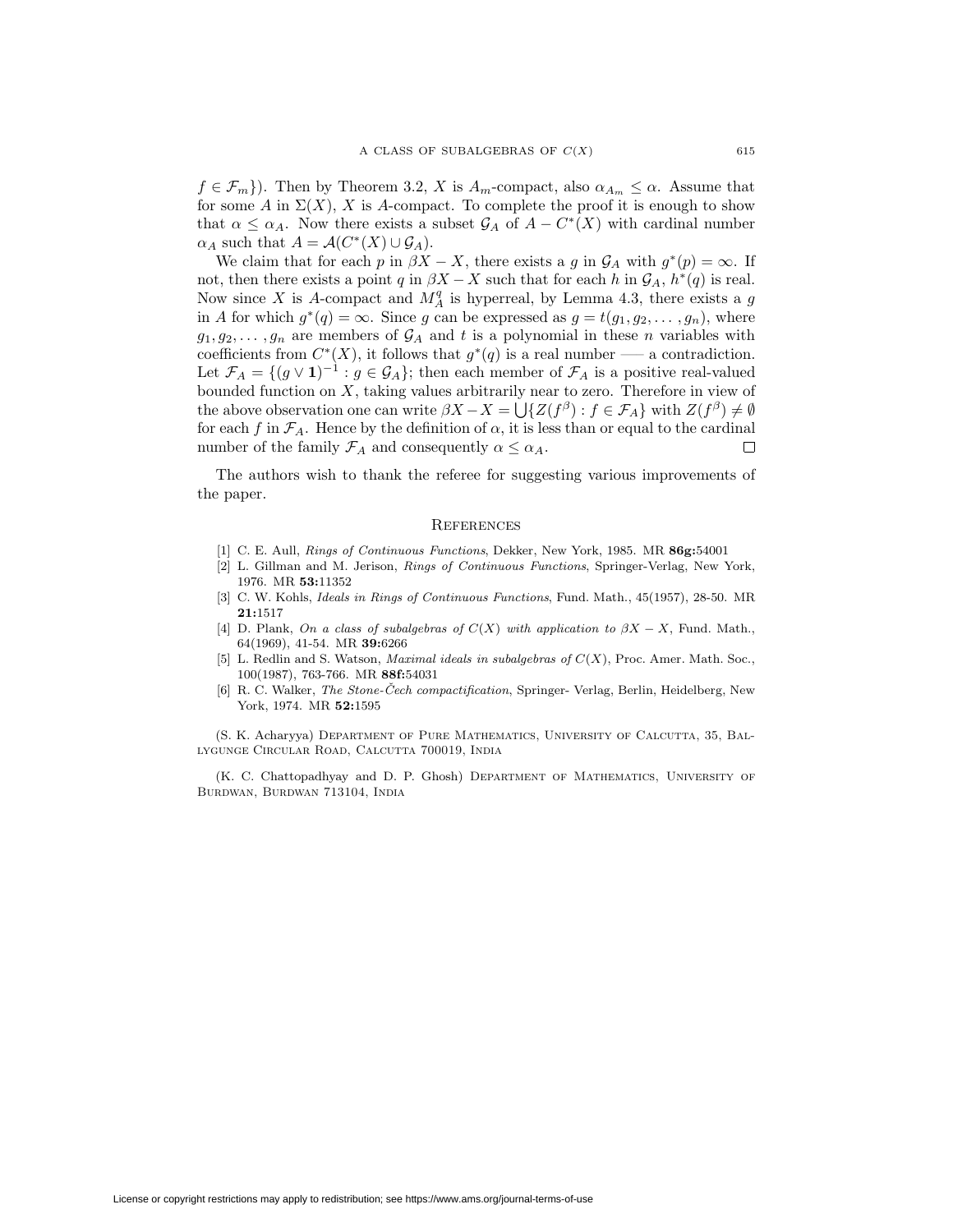$f \in \mathcal{F}_m\}$). Then by Theorem 3.2, $X$ is $A_m$-compact, also $\alpha_{A_m} \leq \alpha$. Assume that for some $A$ in $\Sigma(X)$, $X$ is $A$-compact. To complete the proof it is enough to show that $\alpha \leq \alpha_A$. Now there exists a subset $\mathcal{G}_A$ of $A - C^*(X)$ with cardinal number $\alpha_A$ such that $A = \mathcal{A}(C^*(X) \cup \mathcal{G}_A)$.

We claim that for each $p$ in $\beta X - X$, there exists a $g$ in $\mathcal{G}_A$ with $g^*(p) = \infty$. If not, then there exists a point $q$ in $\beta X - X$ such that for each $h$ in $\mathcal{G}_A$, $h^*(q)$ is real. Now since $X$ is $A$-compact and $M_A^q$ is hyperreal, by Lemma 4.3, there exists a $g$ in $A$ for which $g^*(q) = \infty$. Since $g$ can be expressed as $g = t(g_1, g_2, \ldots, g_n)$, where $g_1, g_2, \ldots, g_n$ are members of $\mathcal{G}_A$ and $t$ is a polynomial in these $n$ variables with coefficients from $C^*(X)$, it follows that $g^*(q)$ is a real number — a contradiction. Let $\mathcal{F}_A = \{(g \vee \mathbf{1})^{-1} : g \in \mathcal{G}_A\}$; then each member of $\mathcal{F}_A$ is a positive real-valued bounded function on $X$, taking values arbitrarily near to zero. Therefore in view of the above observation one can write $\beta X - X = \bigcup\{Z(f^\beta) : f \in \mathcal{F}_A\}$ with $Z(f^\beta) \neq \emptyset$ for each $f$ in $\mathcal{F}_A$. Hence by the definition of $\alpha$, it is less than or equal to the cardinal number of the family $\mathcal{F}_A$ and consequently $\alpha \leq \alpha_A$. $\square$

The authors wish to thank the referee for suggesting various improvements of the paper.

## References

[1] C. E. Aull, *Rings of Continuous Functions*, Dekker, New York, 1985. MR **86g:**54001

[2] L. Gillman and M. Jerison, *Rings of Continuous Functions*, Springer-Verlag, New York, 1976. MR **53:**11352

[3] C. W. Kohls, *Ideals in Rings of Continuous Functions*, Fund. Math., 45(1957), 28-50. MR **21:**1517

[4] D. Plank, *On a class of subalgebras of $C(X)$ with application to $\beta X - X$*, Fund. Math., 64(1969), 41-54. MR **39:**6266

[5] L. Redlin and S. Watson, *Maximal ideals in subalgebras of $C(X)$*, Proc. Amer. Math. Soc., 100(1987), 763-766. MR **88f:**54031

[6] R. C. Walker, *The Stone-Čech compactification*, Springer- Verlag, Berlin, Heidelberg, New York, 1974. MR **52:**1595

(S. K. Acharyya) Department of Pure Mathematics, University of Calcutta, 35, Ballygunge Circular Road, Calcutta 700019, India

(K. C. Chattopadhyay and D. P. Ghosh) Department of Mathematics, University of Burdwan, Burdwan 713104, India